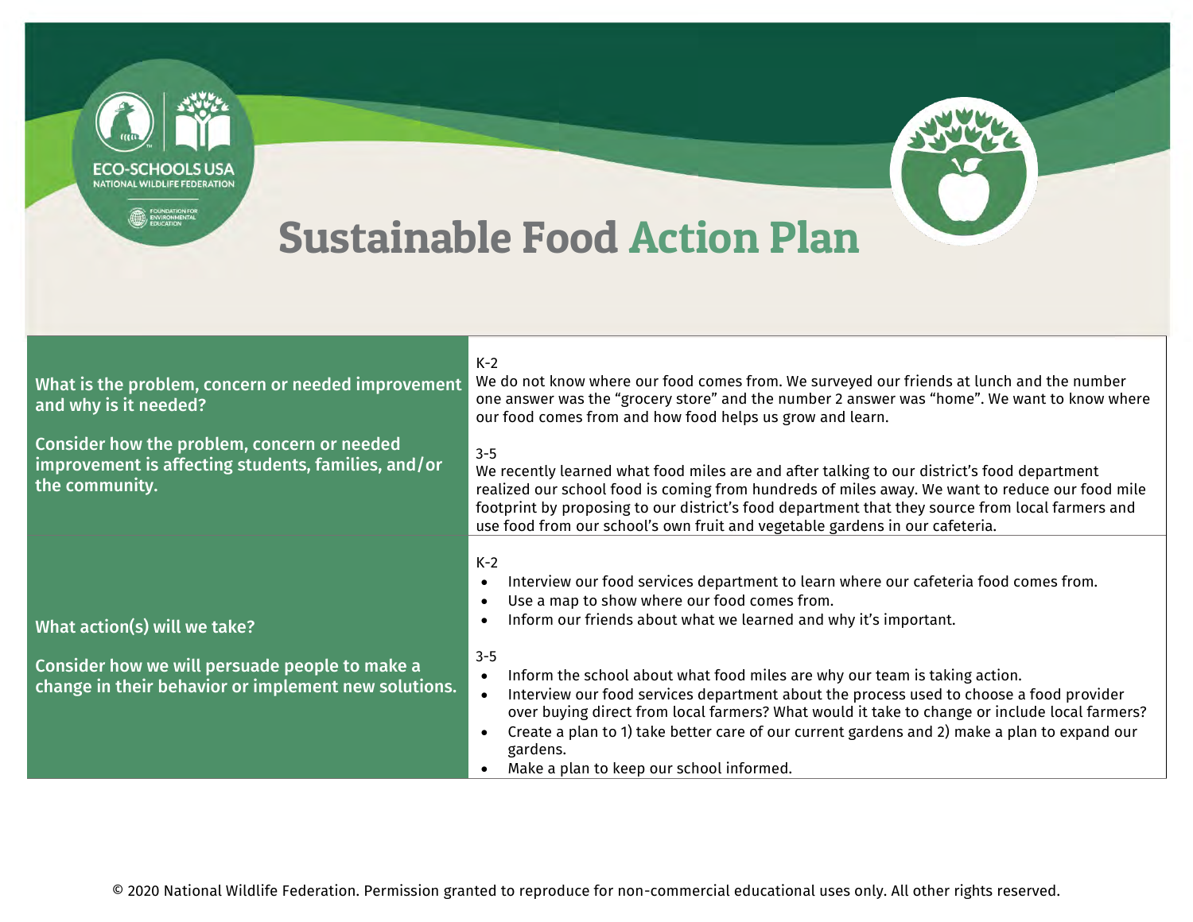ECO-SCHOOLS USA
NATIONAL WILDLIFE FEDERATION

FOUNDATION FOR ENVIRONMENTAL EDUCATION

# Sustainable Food Action Plan

| | |
|---|---|
| **What is the problem, concern or needed improvement and why is it needed?**<br><br>**Consider how the problem, concern or needed improvement is affecting students, families, and/or the community.** | K-2<br>We do not know where our food comes from. We surveyed our friends at lunch and the number one answer was the "grocery store" and the number 2 answer was "home". We want to know where our food comes from and how food helps us grow and learn.<br><br>3-5<br>We recently learned what food miles are and after talking to our district's food department realized our school food is coming from hundreds of miles away. We want to reduce our food mile footprint by proposing to our district's food department that they source from local farmers and use food from our school's own fruit and vegetable gardens in our cafeteria. |
| **What action(s) will we take?**<br><br>**Consider how we will persuade people to make a change in their behavior or implement new solutions.** | K-2<br>• Interview our food services department to learn where our cafeteria food comes from.<br>• Use a map to show where our food comes from.<br>• Inform our friends about what we learned and why it's important.<br><br>3-5<br>• Inform the school about what food miles are why our team is taking action.<br>• Interview our food services department about the process used to choose a food provider over buying direct from local farmers? What would it take to change or include local farmers?<br>• Create a plan to 1) take better care of our current gardens and 2) make a plan to expand our gardens.<br>• Make a plan to keep our school informed. |

© 2020 National Wildlife Federation. Permission granted to reproduce for non-commercial educational uses only. All other rights reserved.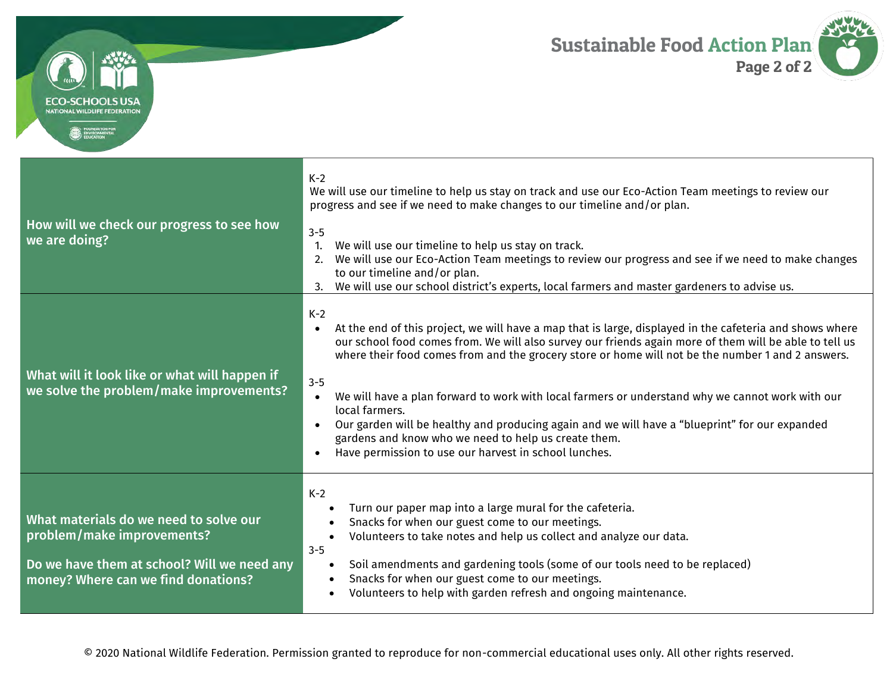# Sustainable Food Action Plan

| | |
|---|---|
| **How will we check our progress to see how we are doing?** | K-2<br>We will use our timeline to help us stay on track and use our Eco-Action Team meetings to review our progress and see if we need to make changes to our timeline and/or plan.<br><br>3-5<br>1. We will use our timeline to help us stay on track.<br>2. We will use our Eco-Action Team meetings to review our progress and see if we need to make changes to our timeline and/or plan.<br>3. We will use our school district's experts, local farmers and master gardeners to advise us. |
| **What will it look like or what will happen if we solve the problem/make improvements?** | K-2<br>• At the end of this project, we will have a map that is large, displayed in the cafeteria and shows where our school food comes from. We will also survey our friends again more of them will be able to tell us where their food comes from and the grocery store or home will not be the number 1 and 2 answers.<br><br>3-5<br>• We will have a plan forward to work with local farmers or understand why we cannot work with our local farmers.<br>• Our garden will be healthy and producing again and we will have a "blueprint" for our expanded gardens and know who we need to help us create them.<br>• Have permission to use our harvest in school lunches. |
| **What materials do we need to solve our problem/make improvements?**<br><br>**Do we have them at school? Will we need any money? Where can we find donations?** | K-2<br>• Turn our paper map into a large mural for the cafeteria.<br>• Snacks for when our guest come to our meetings.<br>• Volunteers to take notes and help us collect and analyze our data.<br><br>3-5<br>• Soil amendments and gardening tools (some of our tools need to be replaced)<br>• Snacks for when our guest come to our meetings.<br>• Volunteers to help with garden refresh and ongoing maintenance. |

© 2020 National Wildlife Federation. Permission granted to reproduce for non-commercial educational uses only. All other rights reserved.